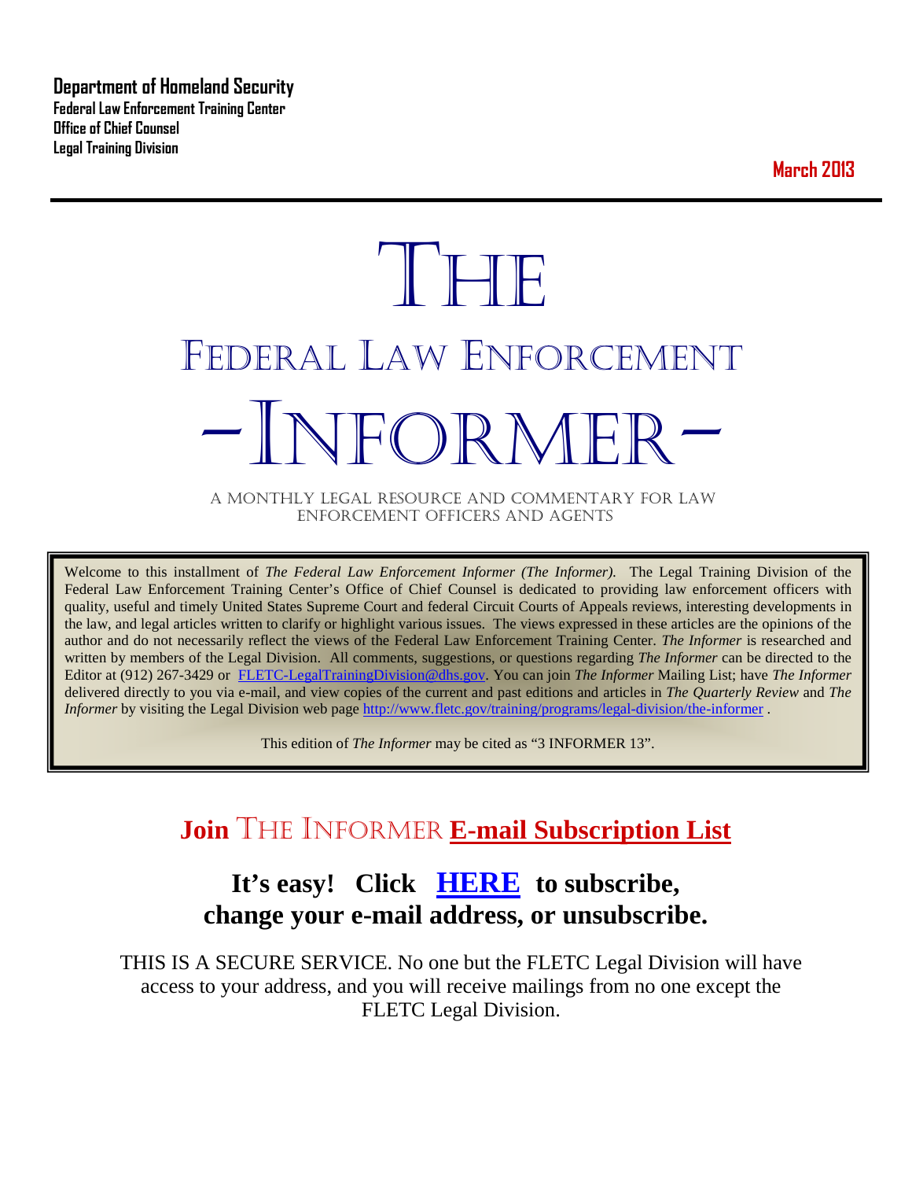**Department of Homeland Security**
**Federal Law Enforcement Training Center**
**Office of Chief Counsel**
**Legal Training Division**

**March 2013**

# THE FEDERAL LAW ENFORCEMENT -INFORMER-

A MONTHLY LEGAL RESOURCE AND COMMENTARY FOR LAW ENFORCEMENT OFFICERS AND AGENTS

Welcome to this installment of *The Federal Law Enforcement Informer (The Informer).* The Legal Training Division of the Federal Law Enforcement Training Center's Office of Chief Counsel is dedicated to providing law enforcement officers with quality, useful and timely United States Supreme Court and federal Circuit Courts of Appeals reviews, interesting developments in the law, and legal articles written to clarify or highlight various issues. The views expressed in these articles are the opinions of the author and do not necessarily reflect the views of the Federal Law Enforcement Training Center. *The Informer* is researched and written by members of the Legal Division. All comments, suggestions, or questions regarding *The Informer* can be directed to the Editor at (912) 267-3429 or FLETC-LegalTrainingDivision@dhs.gov. You can join *The Informer* Mailing List; have *The Informer* delivered directly to you via e-mail, and view copies of the current and past editions and articles in *The Quarterly Review* and *The Informer* by visiting the Legal Division web page http://www.fletc.gov/training/programs/legal-division/the-informer .

This edition of *The Informer* may be cited as "3 INFORMER 13".

## Join THE INFORMER E-mail Subscription List

### It's easy! Click HERE to subscribe, change your e-mail address, or unsubscribe.

THIS IS A SECURE SERVICE. No one but the FLETC Legal Division will have access to your address, and you will receive mailings from no one except the FLETC Legal Division.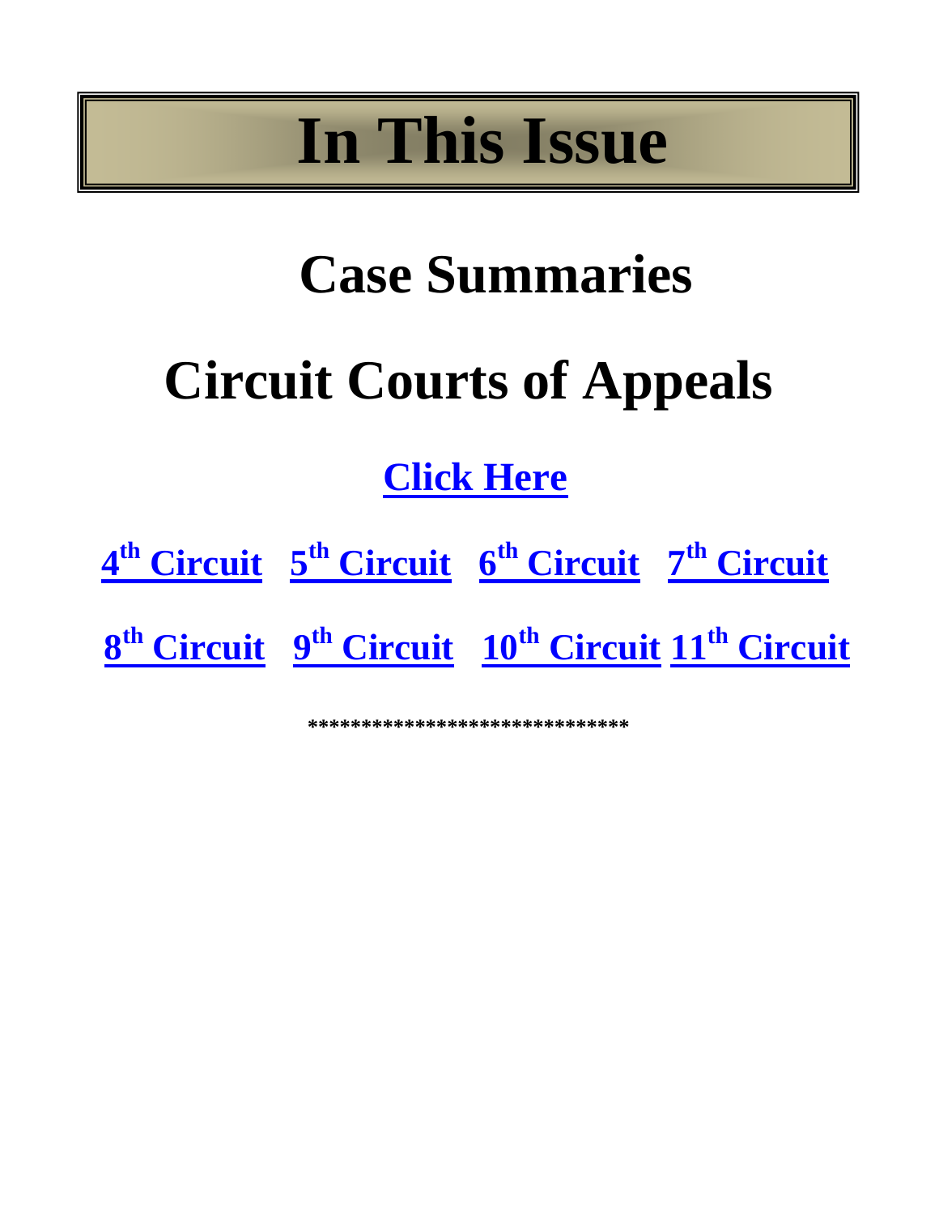# In This Issue

## Case Summaries

## Circuit Courts of Appeals

**Click Here**

**4th Circuit 5th Circuit 6th Circuit 7th Circuit**

**8th Circuit 9th Circuit 10th Circuit 11th Circuit**

******************************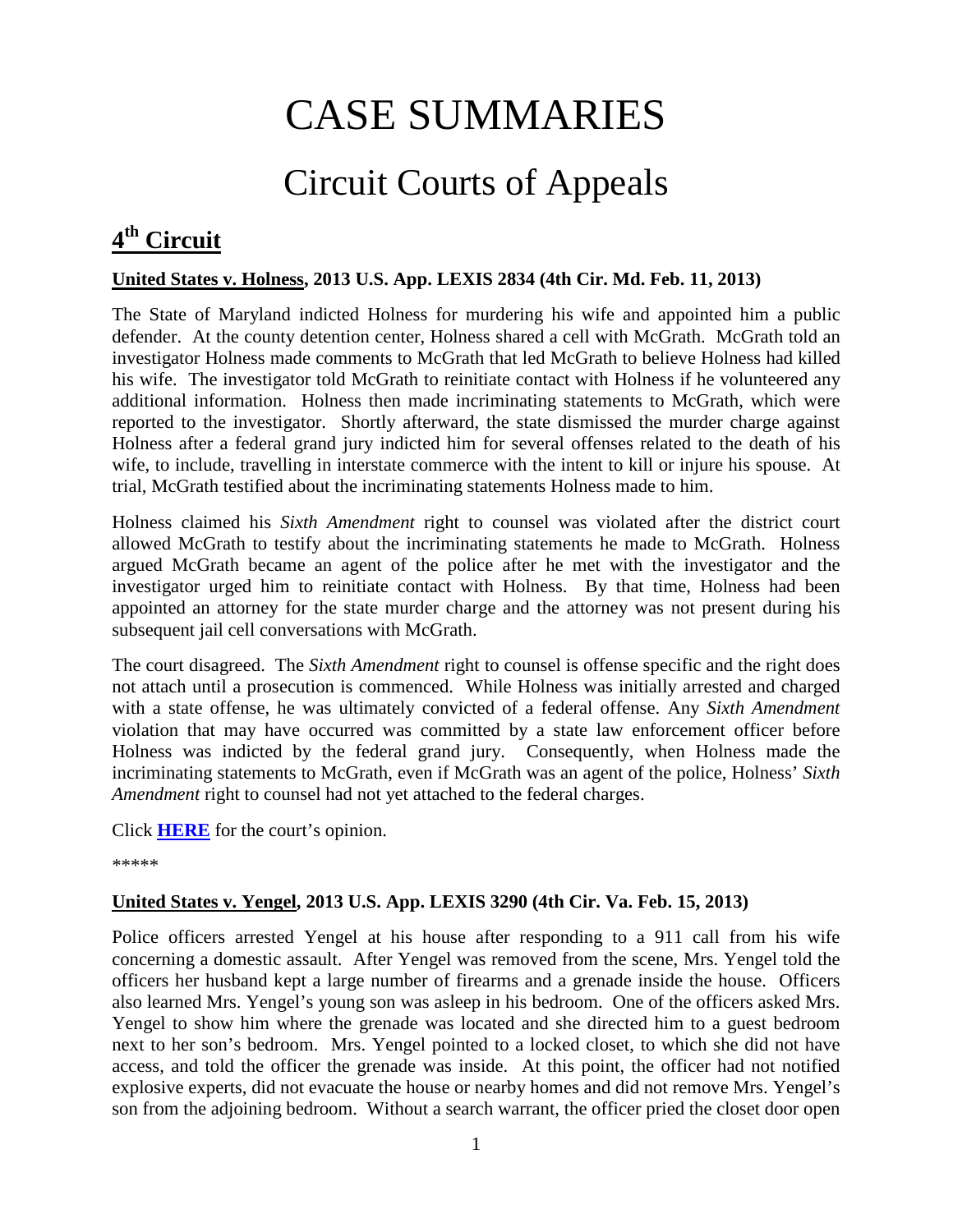# CASE SUMMARIES

# Circuit Courts of Appeals

## 4th Circuit

**United States v. Holness, 2013 U.S. App. LEXIS 2834 (4th Cir. Md. Feb. 11, 2013)**

The State of Maryland indicted Holness for murdering his wife and appointed him a public defender. At the county detention center, Holness shared a cell with McGrath. McGrath told an investigator Holness made comments to McGrath that led McGrath to believe Holness had killed his wife. The investigator told McGrath to reinitiate contact with Holness if he volunteered any additional information. Holness then made incriminating statements to McGrath, which were reported to the investigator. Shortly afterward, the state dismissed the murder charge against Holness after a federal grand jury indicted him for several offenses related to the death of his wife, to include, travelling in interstate commerce with the intent to kill or injure his spouse. At trial, McGrath testified about the incriminating statements Holness made to him.

Holness claimed his *Sixth Amendment* right to counsel was violated after the district court allowed McGrath to testify about the incriminating statements he made to McGrath. Holness argued McGrath became an agent of the police after he met with the investigator and the investigator urged him to reinitiate contact with Holness. By that time, Holness had been appointed an attorney for the state murder charge and the attorney was not present during his subsequent jail cell conversations with McGrath.

The court disagreed. The *Sixth Amendment* right to counsel is offense specific and the right does not attach until a prosecution is commenced. While Holness was initially arrested and charged with a state offense, he was ultimately convicted of a federal offense. Any *Sixth Amendment* violation that may have occurred was committed by a state law enforcement officer before Holness was indicted by the federal grand jury. Consequently, when Holness made the incriminating statements to McGrath, even if McGrath was an agent of the police, Holness' *Sixth Amendment* right to counsel had not yet attached to the federal charges.

Click **HERE** for the court's opinion.

*****

**United States v. Yengel, 2013 U.S. App. LEXIS 3290 (4th Cir. Va. Feb. 15, 2013)**

Police officers arrested Yengel at his house after responding to a 911 call from his wife concerning a domestic assault. After Yengel was removed from the scene, Mrs. Yengel told the officers her husband kept a large number of firearms and a grenade inside the house. Officers also learned Mrs. Yengel's young son was asleep in his bedroom. One of the officers asked Mrs. Yengel to show him where the grenade was located and she directed him to a guest bedroom next to her son's bedroom. Mrs. Yengel pointed to a locked closet, to which she did not have access, and told the officer the grenade was inside. At this point, the officer had not notified explosive experts, did not evacuate the house or nearby homes and did not remove Mrs. Yengel's son from the adjoining bedroom. Without a search warrant, the officer pried the closet door open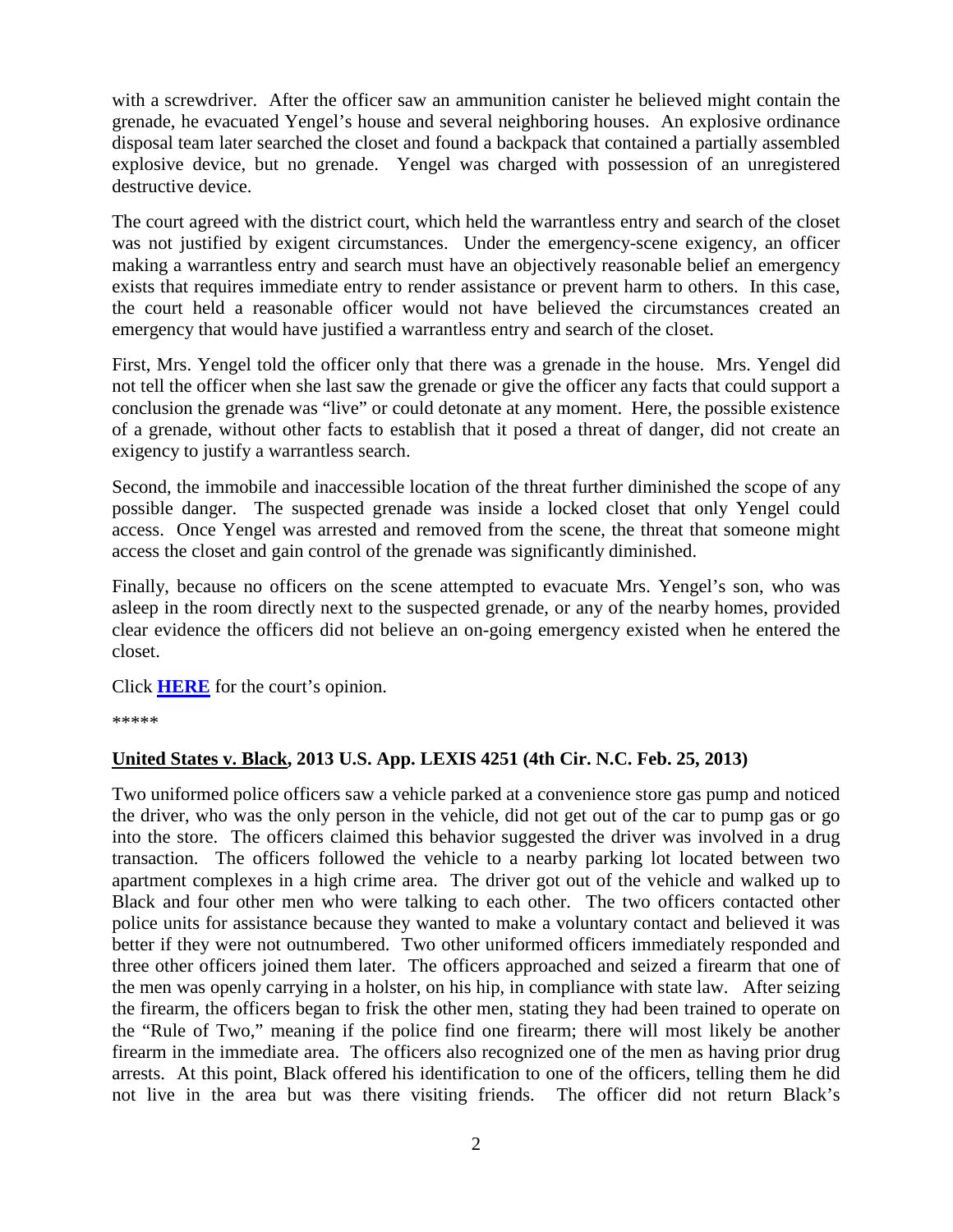with a screwdriver. After the officer saw an ammunition canister he believed might contain the grenade, he evacuated Yengel's house and several neighboring houses. An explosive ordinance disposal team later searched the closet and found a backpack that contained a partially assembled explosive device, but no grenade. Yengel was charged with possession of an unregistered destructive device.

The court agreed with the district court, which held the warrantless entry and search of the closet was not justified by exigent circumstances. Under the emergency-scene exigency, an officer making a warrantless entry and search must have an objectively reasonable belief an emergency exists that requires immediate entry to render assistance or prevent harm to others. In this case, the court held a reasonable officer would not have believed the circumstances created an emergency that would have justified a warrantless entry and search of the closet.

First, Mrs. Yengel told the officer only that there was a grenade in the house. Mrs. Yengel did not tell the officer when she last saw the grenade or give the officer any facts that could support a conclusion the grenade was "live" or could detonate at any moment. Here, the possible existence of a grenade, without other facts to establish that it posed a threat of danger, did not create an exigency to justify a warrantless search.

Second, the immobile and inaccessible location of the threat further diminished the scope of any possible danger. The suspected grenade was inside a locked closet that only Yengel could access. Once Yengel was arrested and removed from the scene, the threat that someone might access the closet and gain control of the grenade was significantly diminished.

Finally, because no officers on the scene attempted to evacuate Mrs. Yengel's son, who was asleep in the room directly next to the suspected grenade, or any of the nearby homes, provided clear evidence the officers did not believe an on-going emergency existed when he entered the closet.

Click **HERE** for the court's opinion.

*****

**United States v. Black, 2013 U.S. App. LEXIS 4251 (4th Cir. N.C. Feb. 25, 2013)**

Two uniformed police officers saw a vehicle parked at a convenience store gas pump and noticed the driver, who was the only person in the vehicle, did not get out of the car to pump gas or go into the store. The officers claimed this behavior suggested the driver was involved in a drug transaction. The officers followed the vehicle to a nearby parking lot located between two apartment complexes in a high crime area. The driver got out of the vehicle and walked up to Black and four other men who were talking to each other. The two officers contacted other police units for assistance because they wanted to make a voluntary contact and believed it was better if they were not outnumbered. Two other uniformed officers immediately responded and three other officers joined them later. The officers approached and seized a firearm that one of the men was openly carrying in a holster, on his hip, in compliance with state law. After seizing the firearm, the officers began to frisk the other men, stating they had been trained to operate on the "Rule of Two," meaning if the police find one firearm; there will most likely be another firearm in the immediate area. The officers also recognized one of the men as having prior drug arrests. At this point, Black offered his identification to one of the officers, telling them he did not live in the area but was there visiting friends. The officer did not return Black's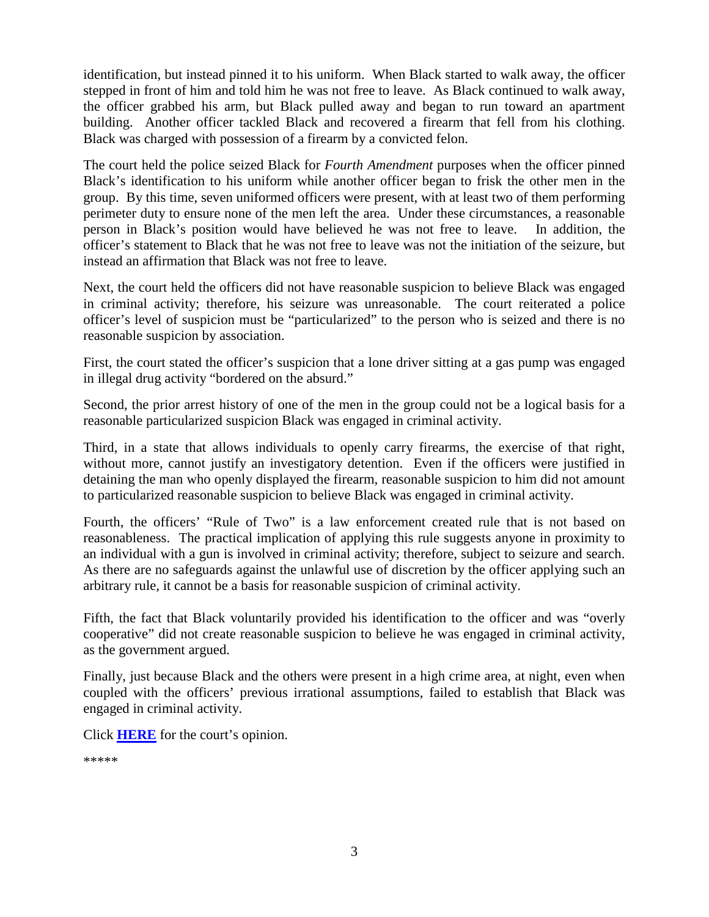identification, but instead pinned it to his uniform. When Black started to walk away, the officer stepped in front of him and told him he was not free to leave. As Black continued to walk away, the officer grabbed his arm, but Black pulled away and began to run toward an apartment building. Another officer tackled Black and recovered a firearm that fell from his clothing. Black was charged with possession of a firearm by a convicted felon.

The court held the police seized Black for *Fourth Amendment* purposes when the officer pinned Black's identification to his uniform while another officer began to frisk the other men in the group. By this time, seven uniformed officers were present, with at least two of them performing perimeter duty to ensure none of the men left the area. Under these circumstances, a reasonable person in Black's position would have believed he was not free to leave. In addition, the officer's statement to Black that he was not free to leave was not the initiation of the seizure, but instead an affirmation that Black was not free to leave.

Next, the court held the officers did not have reasonable suspicion to believe Black was engaged in criminal activity; therefore, his seizure was unreasonable. The court reiterated a police officer's level of suspicion must be "particularized" to the person who is seized and there is no reasonable suspicion by association.

First, the court stated the officer's suspicion that a lone driver sitting at a gas pump was engaged in illegal drug activity "bordered on the absurd."

Second, the prior arrest history of one of the men in the group could not be a logical basis for a reasonable particularized suspicion Black was engaged in criminal activity.

Third, in a state that allows individuals to openly carry firearms, the exercise of that right, without more, cannot justify an investigatory detention. Even if the officers were justified in detaining the man who openly displayed the firearm, reasonable suspicion to him did not amount to particularized reasonable suspicion to believe Black was engaged in criminal activity.

Fourth, the officers' "Rule of Two" is a law enforcement created rule that is not based on reasonableness. The practical implication of applying this rule suggests anyone in proximity to an individual with a gun is involved in criminal activity; therefore, subject to seizure and search. As there are no safeguards against the unlawful use of discretion by the officer applying such an arbitrary rule, it cannot be a basis for reasonable suspicion of criminal activity.

Fifth, the fact that Black voluntarily provided his identification to the officer and was "overly cooperative" did not create reasonable suspicion to believe he was engaged in criminal activity, as the government argued.

Finally, just because Black and the others were present in a high crime area, at night, even when coupled with the officers' previous irrational assumptions, failed to establish that Black was engaged in criminal activity.

Click **HERE** for the court's opinion.

*****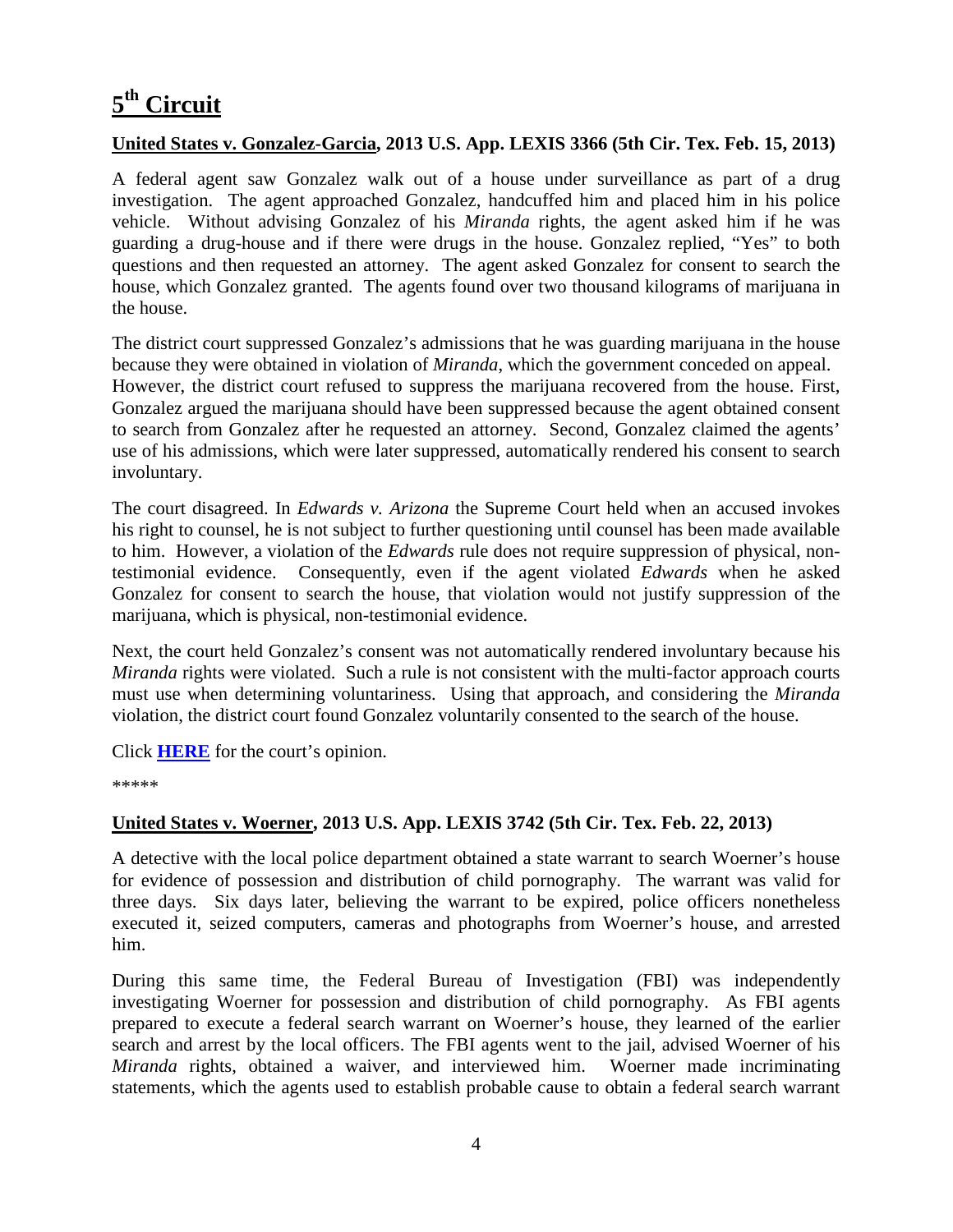# **5th Circuit**

**United States v. Gonzalez-Garcia, 2013 U.S. App. LEXIS 3366 (5th Cir. Tex. Feb. 15, 2013)**

A federal agent saw Gonzalez walk out of a house under surveillance as part of a drug investigation. The agent approached Gonzalez, handcuffed him and placed him in his police vehicle. Without advising Gonzalez of his *Miranda* rights, the agent asked him if he was guarding a drug-house and if there were drugs in the house. Gonzalez replied, "Yes" to both questions and then requested an attorney. The agent asked Gonzalez for consent to search the house, which Gonzalez granted. The agents found over two thousand kilograms of marijuana in the house.

The district court suppressed Gonzalez's admissions that he was guarding marijuana in the house because they were obtained in violation of *Miranda*, which the government conceded on appeal. However, the district court refused to suppress the marijuana recovered from the house. First, Gonzalez argued the marijuana should have been suppressed because the agent obtained consent to search from Gonzalez after he requested an attorney. Second, Gonzalez claimed the agents' use of his admissions, which were later suppressed, automatically rendered his consent to search involuntary.

The court disagreed. In *Edwards v. Arizona* the Supreme Court held when an accused invokes his right to counsel, he is not subject to further questioning until counsel has been made available to him. However, a violation of the *Edwards* rule does not require suppression of physical, non-testimonial evidence. Consequently, even if the agent violated *Edwards* when he asked Gonzalez for consent to search the house, that violation would not justify suppression of the marijuana, which is physical, non-testimonial evidence.

Next, the court held Gonzalez's consent was not automatically rendered involuntary because his *Miranda* rights were violated. Such a rule is not consistent with the multi-factor approach courts must use when determining voluntariness. Using that approach, and considering the *Miranda* violation, the district court found Gonzalez voluntarily consented to the search of the house.

Click **HERE** for the court's opinion.

*****

**United States v. Woerner, 2013 U.S. App. LEXIS 3742 (5th Cir. Tex. Feb. 22, 2013)**

A detective with the local police department obtained a state warrant to search Woerner's house for evidence of possession and distribution of child pornography. The warrant was valid for three days. Six days later, believing the warrant to be expired, police officers nonetheless executed it, seized computers, cameras and photographs from Woerner's house, and arrested him.

During this same time, the Federal Bureau of Investigation (FBI) was independently investigating Woerner for possession and distribution of child pornography. As FBI agents prepared to execute a federal search warrant on Woerner's house, they learned of the earlier search and arrest by the local officers. The FBI agents went to the jail, advised Woerner of his *Miranda* rights, obtained a waiver, and interviewed him. Woerner made incriminating statements, which the agents used to establish probable cause to obtain a federal search warrant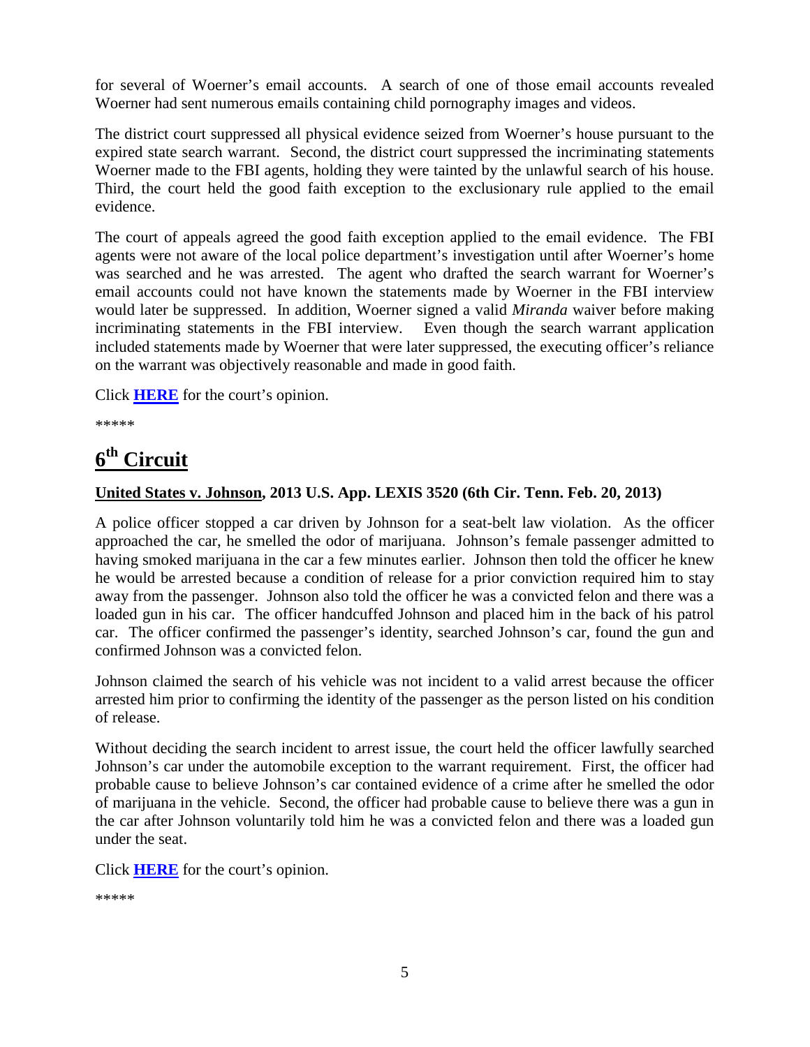for several of Woerner's email accounts. A search of one of those email accounts revealed Woerner had sent numerous emails containing child pornography images and videos.

The district court suppressed all physical evidence seized from Woerner's house pursuant to the expired state search warrant. Second, the district court suppressed the incriminating statements Woerner made to the FBI agents, holding they were tainted by the unlawful search of his house. Third, the court held the good faith exception to the exclusionary rule applied to the email evidence.

The court of appeals agreed the good faith exception applied to the email evidence. The FBI agents were not aware of the local police department's investigation until after Woerner's home was searched and he was arrested. The agent who drafted the search warrant for Woerner's email accounts could not have known the statements made by Woerner in the FBI interview would later be suppressed. In addition, Woerner signed a valid *Miranda* waiver before making incriminating statements in the FBI interview. Even though the search warrant application included statements made by Woerner that were later suppressed, the executing officer's reliance on the warrant was objectively reasonable and made in good faith.

Click **HERE** for the court's opinion.

*****

## 6th Circuit

**United States v. Johnson, 2013 U.S. App. LEXIS 3520 (6th Cir. Tenn. Feb. 20, 2013)**

A police officer stopped a car driven by Johnson for a seat-belt law violation. As the officer approached the car, he smelled the odor of marijuana. Johnson's female passenger admitted to having smoked marijuana in the car a few minutes earlier. Johnson then told the officer he knew he would be arrested because a condition of release for a prior conviction required him to stay away from the passenger. Johnson also told the officer he was a convicted felon and there was a loaded gun in his car. The officer handcuffed Johnson and placed him in the back of his patrol car. The officer confirmed the passenger's identity, searched Johnson's car, found the gun and confirmed Johnson was a convicted felon.

Johnson claimed the search of his vehicle was not incident to a valid arrest because the officer arrested him prior to confirming the identity of the passenger as the person listed on his condition of release.

Without deciding the search incident to arrest issue, the court held the officer lawfully searched Johnson's car under the automobile exception to the warrant requirement. First, the officer had probable cause to believe Johnson's car contained evidence of a crime after he smelled the odor of marijuana in the vehicle. Second, the officer had probable cause to believe there was a gun in the car after Johnson voluntarily told him he was a convicted felon and there was a loaded gun under the seat.

Click **HERE** for the court's opinion.

*****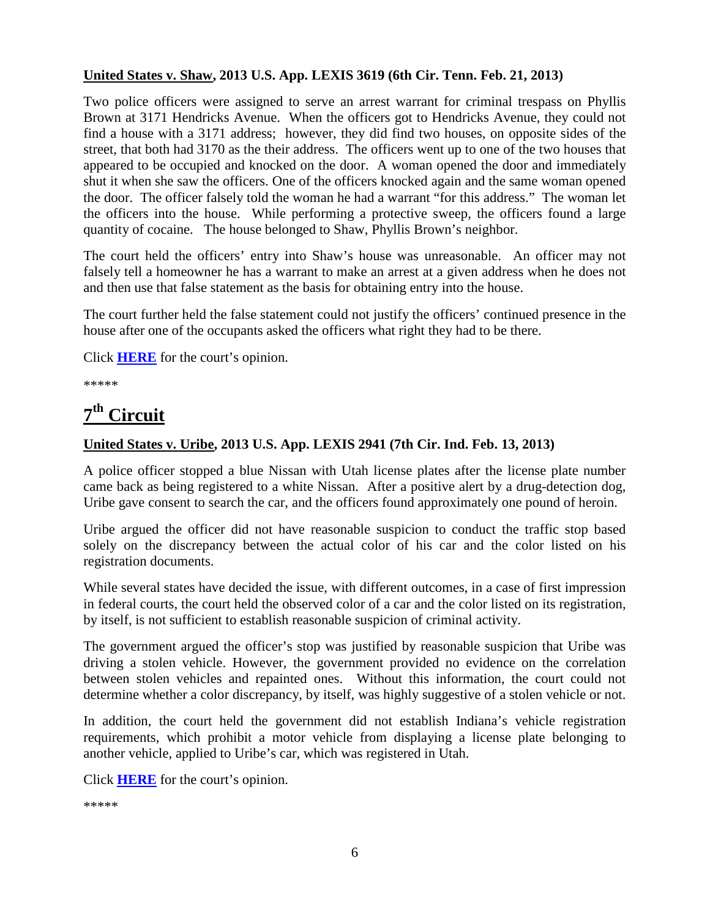**United States v. Shaw, 2013 U.S. App. LEXIS 3619 (6th Cir. Tenn. Feb. 21, 2013)**

Two police officers were assigned to serve an arrest warrant for criminal trespass on Phyllis Brown at 3171 Hendricks Avenue. When the officers got to Hendricks Avenue, they could not find a house with a 3171 address; however, they did find two houses, on opposite sides of the street, that both had 3170 as the their address. The officers went up to one of the two houses that appeared to be occupied and knocked on the door. A woman opened the door and immediately shut it when she saw the officers. One of the officers knocked again and the same woman opened the door. The officer falsely told the woman he had a warrant "for this address." The woman let the officers into the house. While performing a protective sweep, the officers found a large quantity of cocaine. The house belonged to Shaw, Phyllis Brown's neighbor.

The court held the officers' entry into Shaw's house was unreasonable. An officer may not falsely tell a homeowner he has a warrant to make an arrest at a given address when he does not and then use that false statement as the basis for obtaining entry into the house.

The court further held the false statement could not justify the officers' continued presence in the house after one of the occupants asked the officers what right they had to be there.

Click **HERE** for the court's opinion.

*****

# 7th Circuit

**United States v. Uribe, 2013 U.S. App. LEXIS 2941 (7th Cir. Ind. Feb. 13, 2013)**

A police officer stopped a blue Nissan with Utah license plates after the license plate number came back as being registered to a white Nissan. After a positive alert by a drug-detection dog, Uribe gave consent to search the car, and the officers found approximately one pound of heroin.

Uribe argued the officer did not have reasonable suspicion to conduct the traffic stop based solely on the discrepancy between the actual color of his car and the color listed on his registration documents.

While several states have decided the issue, with different outcomes, in a case of first impression in federal courts, the court held the observed color of a car and the color listed on its registration, by itself, is not sufficient to establish reasonable suspicion of criminal activity.

The government argued the officer's stop was justified by reasonable suspicion that Uribe was driving a stolen vehicle. However, the government provided no evidence on the correlation between stolen vehicles and repainted ones. Without this information, the court could not determine whether a color discrepancy, by itself, was highly suggestive of a stolen vehicle or not.

In addition, the court held the government did not establish Indiana's vehicle registration requirements, which prohibit a motor vehicle from displaying a license plate belonging to another vehicle, applied to Uribe's car, which was registered in Utah.

Click **HERE** for the court's opinion.

*****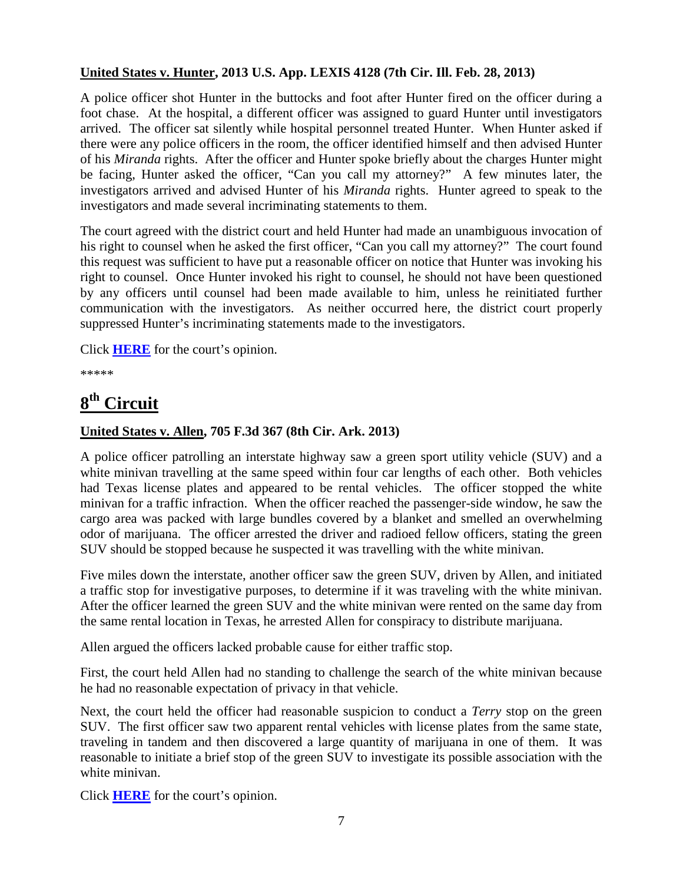**United States v. Hunter, 2013 U.S. App. LEXIS 4128 (7th Cir. Ill. Feb. 28, 2013)**

A police officer shot Hunter in the buttocks and foot after Hunter fired on the officer during a foot chase. At the hospital, a different officer was assigned to guard Hunter until investigators arrived. The officer sat silently while hospital personnel treated Hunter. When Hunter asked if there were any police officers in the room, the officer identified himself and then advised Hunter of his *Miranda* rights. After the officer and Hunter spoke briefly about the charges Hunter might be facing, Hunter asked the officer, "Can you call my attorney?" A few minutes later, the investigators arrived and advised Hunter of his *Miranda* rights. Hunter agreed to speak to the investigators and made several incriminating statements to them.

The court agreed with the district court and held Hunter had made an unambiguous invocation of his right to counsel when he asked the first officer, "Can you call my attorney?" The court found this request was sufficient to have put a reasonable officer on notice that Hunter was invoking his right to counsel. Once Hunter invoked his right to counsel, he should not have been questioned by any officers until counsel had been made available to him, unless he reinitiated further communication with the investigators. As neither occurred here, the district court properly suppressed Hunter's incriminating statements made to the investigators.

Click **HERE** for the court's opinion.

*****

# 8th Circuit

**United States v. Allen, 705 F.3d 367 (8th Cir. Ark. 2013)**

A police officer patrolling an interstate highway saw a green sport utility vehicle (SUV) and a white minivan travelling at the same speed within four car lengths of each other. Both vehicles had Texas license plates and appeared to be rental vehicles. The officer stopped the white minivan for a traffic infraction. When the officer reached the passenger-side window, he saw the cargo area was packed with large bundles covered by a blanket and smelled an overwhelming odor of marijuana. The officer arrested the driver and radioed fellow officers, stating the green SUV should be stopped because he suspected it was travelling with the white minivan.

Five miles down the interstate, another officer saw the green SUV, driven by Allen, and initiated a traffic stop for investigative purposes, to determine if it was traveling with the white minivan. After the officer learned the green SUV and the white minivan were rented on the same day from the same rental location in Texas, he arrested Allen for conspiracy to distribute marijuana.

Allen argued the officers lacked probable cause for either traffic stop.

First, the court held Allen had no standing to challenge the search of the white minivan because he had no reasonable expectation of privacy in that vehicle.

Next, the court held the officer had reasonable suspicion to conduct a *Terry* stop on the green SUV. The first officer saw two apparent rental vehicles with license plates from the same state, traveling in tandem and then discovered a large quantity of marijuana in one of them. It was reasonable to initiate a brief stop of the green SUV to investigate its possible association with the white minivan.

Click **HERE** for the court's opinion.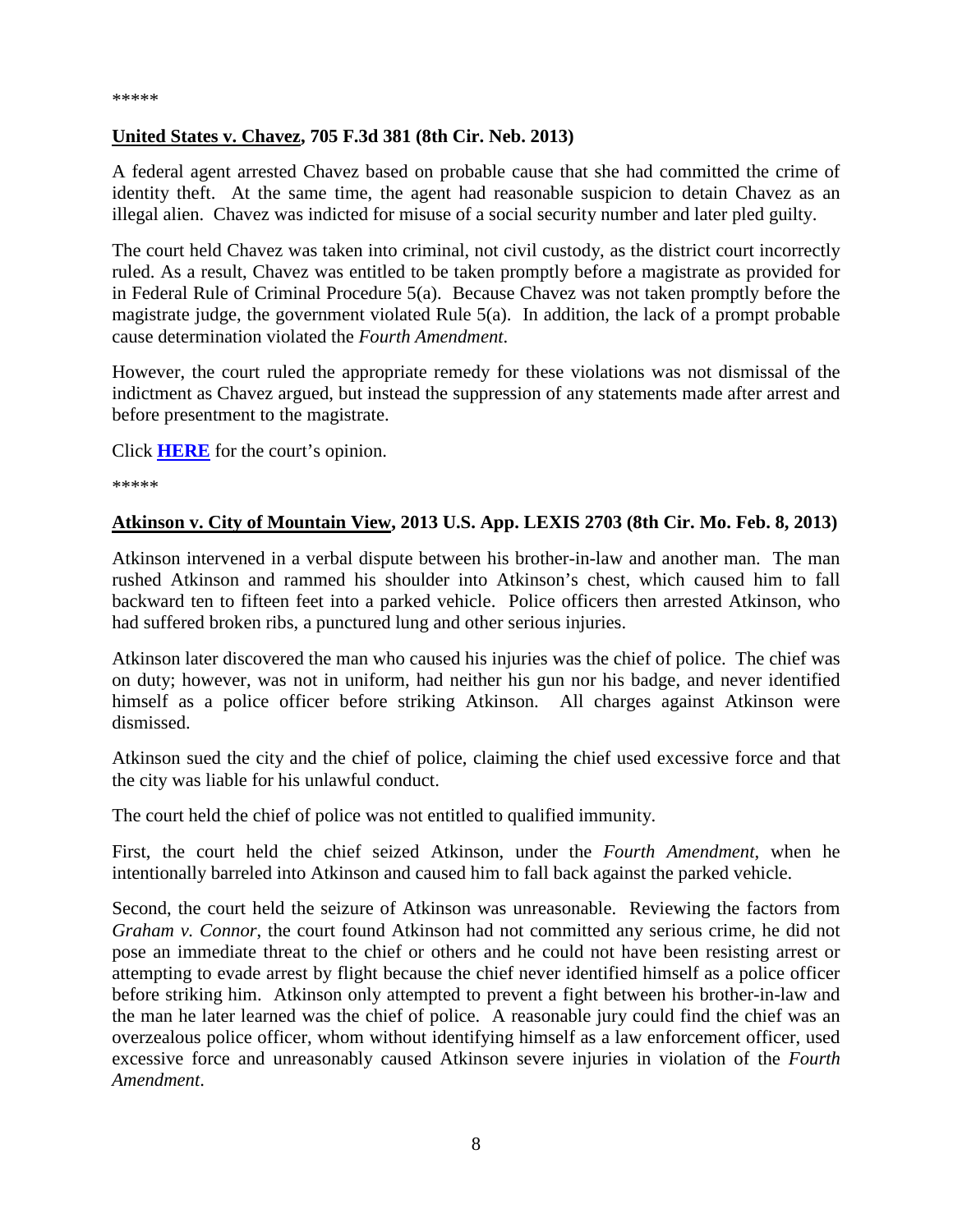*****

**United States v. Chavez, 705 F.3d 381 (8th Cir. Neb. 2013)**

A federal agent arrested Chavez based on probable cause that she had committed the crime of identity theft. At the same time, the agent had reasonable suspicion to detain Chavez as an illegal alien. Chavez was indicted for misuse of a social security number and later pled guilty.

The court held Chavez was taken into criminal, not civil custody, as the district court incorrectly ruled. As a result, Chavez was entitled to be taken promptly before a magistrate as provided for in Federal Rule of Criminal Procedure 5(a). Because Chavez was not taken promptly before the magistrate judge, the government violated Rule 5(a). In addition, the lack of a prompt probable cause determination violated the *Fourth Amendment*.

However, the court ruled the appropriate remedy for these violations was not dismissal of the indictment as Chavez argued, but instead the suppression of any statements made after arrest and before presentment to the magistrate.

Click **HERE** for the court's opinion.

*****

**Atkinson v. City of Mountain View, 2013 U.S. App. LEXIS 2703 (8th Cir. Mo. Feb. 8, 2013)**

Atkinson intervened in a verbal dispute between his brother-in-law and another man. The man rushed Atkinson and rammed his shoulder into Atkinson's chest, which caused him to fall backward ten to fifteen feet into a parked vehicle. Police officers then arrested Atkinson, who had suffered broken ribs, a punctured lung and other serious injuries.

Atkinson later discovered the man who caused his injuries was the chief of police. The chief was on duty; however, was not in uniform, had neither his gun nor his badge, and never identified himself as a police officer before striking Atkinson. All charges against Atkinson were dismissed.

Atkinson sued the city and the chief of police, claiming the chief used excessive force and that the city was liable for his unlawful conduct.

The court held the chief of police was not entitled to qualified immunity.

First, the court held the chief seized Atkinson, under the *Fourth Amendment*, when he intentionally barreled into Atkinson and caused him to fall back against the parked vehicle.

Second, the court held the seizure of Atkinson was unreasonable. Reviewing the factors from *Graham v. Connor*, the court found Atkinson had not committed any serious crime, he did not pose an immediate threat to the chief or others and he could not have been resisting arrest or attempting to evade arrest by flight because the chief never identified himself as a police officer before striking him. Atkinson only attempted to prevent a fight between his brother-in-law and the man he later learned was the chief of police. A reasonable jury could find the chief was an overzealous police officer, whom without identifying himself as a law enforcement officer, used excessive force and unreasonably caused Atkinson severe injuries in violation of the *Fourth Amendment*.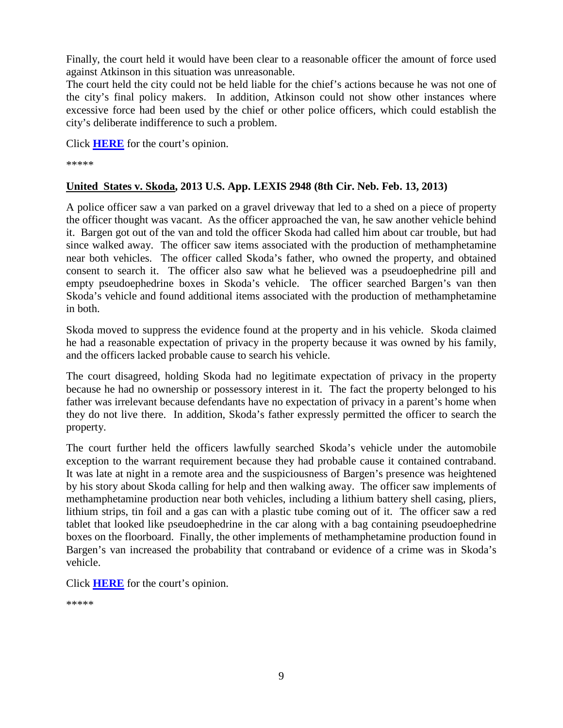Finally, the court held it would have been clear to a reasonable officer the amount of force used against Atkinson in this situation was unreasonable.

The court held the city could not be held liable for the chief's actions because he was not one of the city's final policy makers. In addition, Atkinson could not show other instances where excessive force had been used by the chief or other police officers, which could establish the city's deliberate indifference to such a problem.

Click **HERE** for the court's opinion.

*****

### United States v. Skoda, 2013 U.S. App. LEXIS 2948 (8th Cir. Neb. Feb. 13, 2013)

A police officer saw a van parked on a gravel driveway that led to a shed on a piece of property the officer thought was vacant. As the officer approached the van, he saw another vehicle behind it. Bargen got out of the van and told the officer Skoda had called him about car trouble, but had since walked away. The officer saw items associated with the production of methamphetamine near both vehicles. The officer called Skoda's father, who owned the property, and obtained consent to search it. The officer also saw what he believed was a pseudoephedrine pill and empty pseudoephedrine boxes in Skoda's vehicle. The officer searched Bargen's van then Skoda's vehicle and found additional items associated with the production of methamphetamine in both.

Skoda moved to suppress the evidence found at the property and in his vehicle. Skoda claimed he had a reasonable expectation of privacy in the property because it was owned by his family, and the officers lacked probable cause to search his vehicle.

The court disagreed, holding Skoda had no legitimate expectation of privacy in the property because he had no ownership or possessory interest in it. The fact the property belonged to his father was irrelevant because defendants have no expectation of privacy in a parent's home when they do not live there. In addition, Skoda's father expressly permitted the officer to search the property.

The court further held the officers lawfully searched Skoda's vehicle under the automobile exception to the warrant requirement because they had probable cause it contained contraband. It was late at night in a remote area and the suspiciousness of Bargen's presence was heightened by his story about Skoda calling for help and then walking away. The officer saw implements of methamphetamine production near both vehicles, including a lithium battery shell casing, pliers, lithium strips, tin foil and a gas can with a plastic tube coming out of it. The officer saw a red tablet that looked like pseudoephedrine in the car along with a bag containing pseudoephedrine boxes on the floorboard. Finally, the other implements of methamphetamine production found in Bargen's van increased the probability that contraband or evidence of a crime was in Skoda's vehicle.

Click **HERE** for the court's opinion.

*****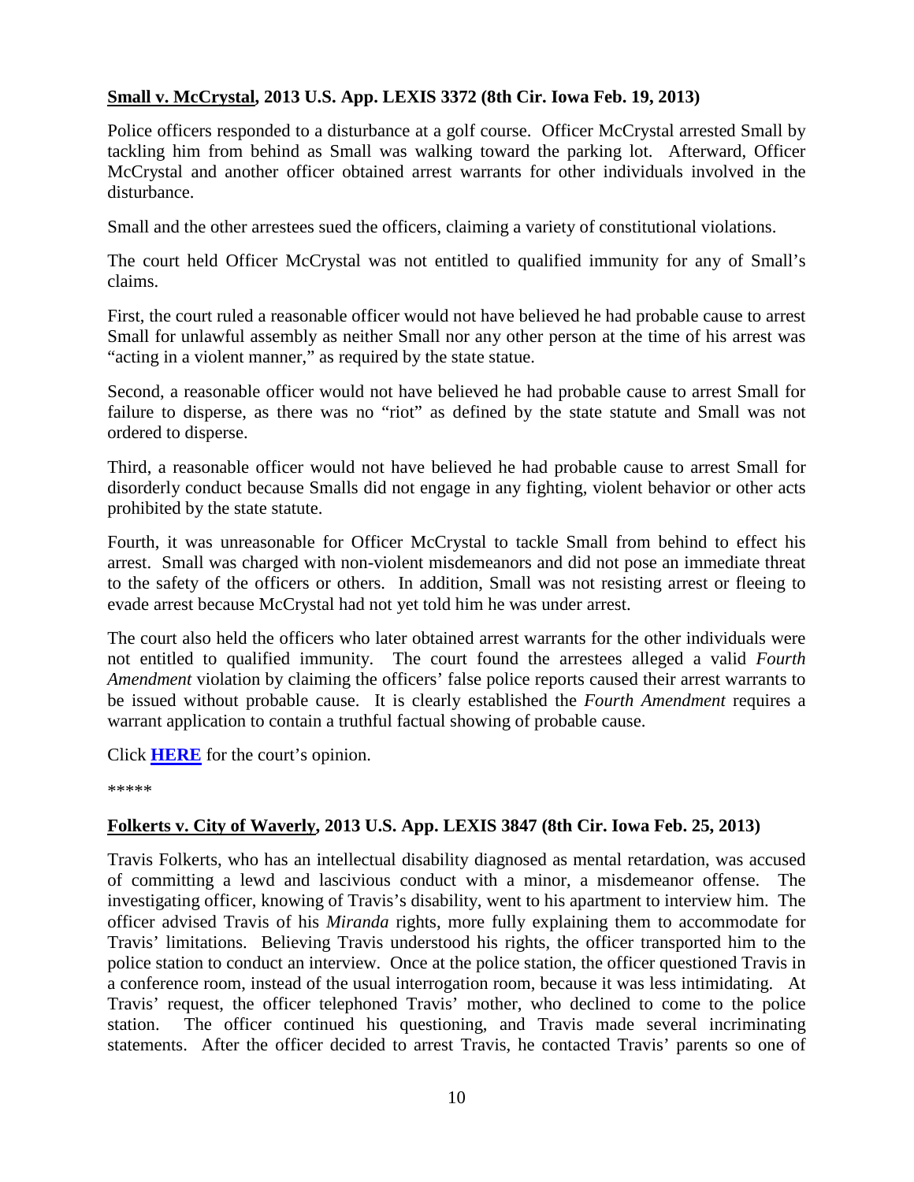**Small v. McCrystal, 2013 U.S. App. LEXIS 3372 (8th Cir. Iowa Feb. 19, 2013)**

Police officers responded to a disturbance at a golf course. Officer McCrystal arrested Small by tackling him from behind as Small was walking toward the parking lot. Afterward, Officer McCrystal and another officer obtained arrest warrants for other individuals involved in the disturbance.

Small and the other arrestees sued the officers, claiming a variety of constitutional violations.

The court held Officer McCrystal was not entitled to qualified immunity for any of Small's claims.

First, the court ruled a reasonable officer would not have believed he had probable cause to arrest Small for unlawful assembly as neither Small nor any other person at the time of his arrest was "acting in a violent manner," as required by the state statue.

Second, a reasonable officer would not have believed he had probable cause to arrest Small for failure to disperse, as there was no "riot" as defined by the state statute and Small was not ordered to disperse.

Third, a reasonable officer would not have believed he had probable cause to arrest Small for disorderly conduct because Smalls did not engage in any fighting, violent behavior or other acts prohibited by the state statute.

Fourth, it was unreasonable for Officer McCrystal to tackle Small from behind to effect his arrest. Small was charged with non-violent misdemeanors and did not pose an immediate threat to the safety of the officers or others. In addition, Small was not resisting arrest or fleeing to evade arrest because McCrystal had not yet told him he was under arrest.

The court also held the officers who later obtained arrest warrants for the other individuals were not entitled to qualified immunity. The court found the arrestees alleged a valid *Fourth Amendment* violation by claiming the officers' false police reports caused their arrest warrants to be issued without probable cause. It is clearly established the *Fourth Amendment* requires a warrant application to contain a truthful factual showing of probable cause.

Click **HERE** for the court's opinion.

*****

**Folkerts v. City of Waverly, 2013 U.S. App. LEXIS 3847 (8th Cir. Iowa Feb. 25, 2013)**

Travis Folkerts, who has an intellectual disability diagnosed as mental retardation, was accused of committing a lewd and lascivious conduct with a minor, a misdemeanor offense. The investigating officer, knowing of Travis's disability, went to his apartment to interview him. The officer advised Travis of his *Miranda* rights, more fully explaining them to accommodate for Travis' limitations. Believing Travis understood his rights, the officer transported him to the police station to conduct an interview. Once at the police station, the officer questioned Travis in a conference room, instead of the usual interrogation room, because it was less intimidating. At Travis' request, the officer telephoned Travis' mother, who declined to come to the police station. The officer continued his questioning, and Travis made several incriminating statements. After the officer decided to arrest Travis, he contacted Travis' parents so one of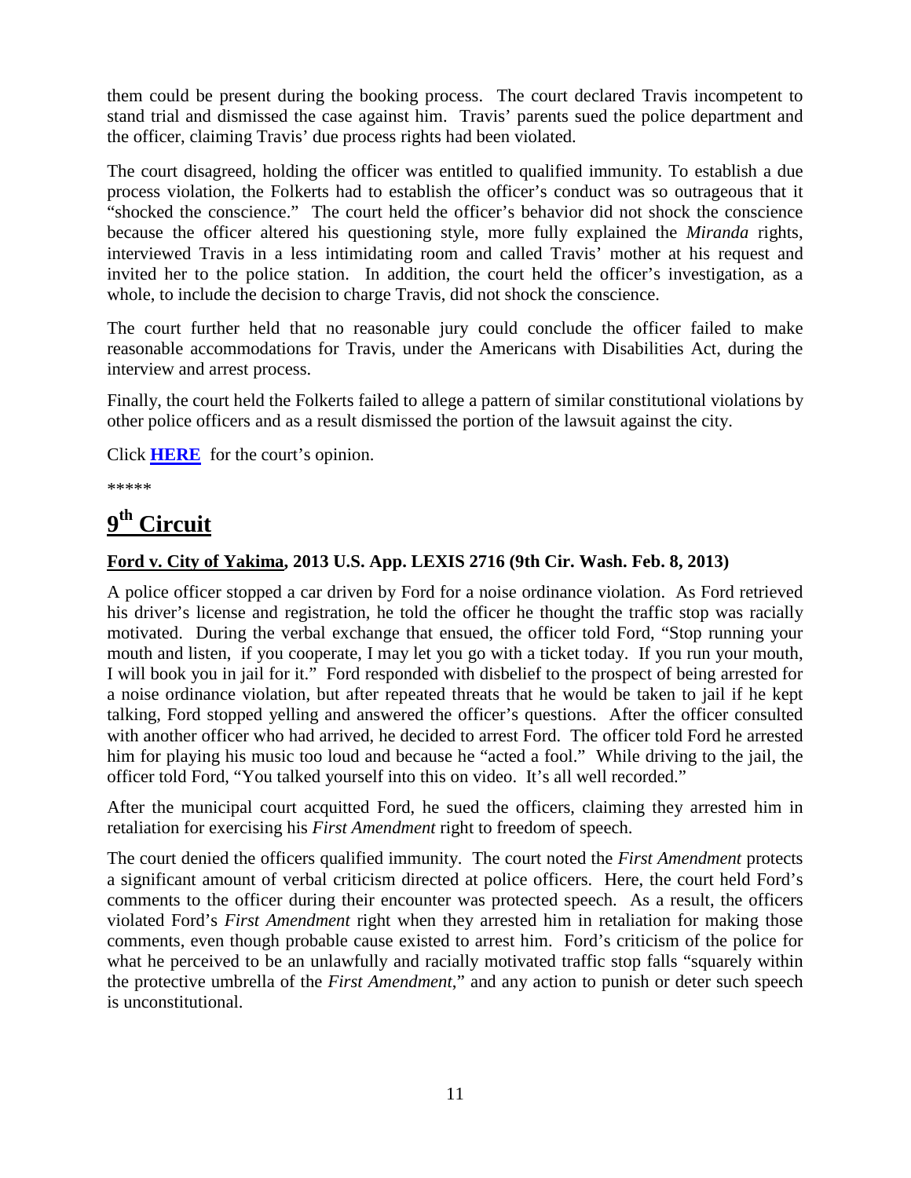them could be present during the booking process. The court declared Travis incompetent to stand trial and dismissed the case against him. Travis' parents sued the police department and the officer, claiming Travis' due process rights had been violated.

The court disagreed, holding the officer was entitled to qualified immunity. To establish a due process violation, the Folkerts had to establish the officer's conduct was so outrageous that it "shocked the conscience." The court held the officer's behavior did not shock the conscience because the officer altered his questioning style, more fully explained the *Miranda* rights, interviewed Travis in a less intimidating room and called Travis' mother at his request and invited her to the police station. In addition, the court held the officer's investigation, as a whole, to include the decision to charge Travis, did not shock the conscience.

The court further held that no reasonable jury could conclude the officer failed to make reasonable accommodations for Travis, under the Americans with Disabilities Act, during the interview and arrest process.

Finally, the court held the Folkerts failed to allege a pattern of similar constitutional violations by other police officers and as a result dismissed the portion of the lawsuit against the city.

Click **HERE** for the court's opinion.

*****

# 9th Circuit

**Ford v. City of Yakima, 2013 U.S. App. LEXIS 2716 (9th Cir. Wash. Feb. 8, 2013)**

A police officer stopped a car driven by Ford for a noise ordinance violation. As Ford retrieved his driver's license and registration, he told the officer he thought the traffic stop was racially motivated. During the verbal exchange that ensued, the officer told Ford, "Stop running your mouth and listen, if you cooperate, I may let you go with a ticket today. If you run your mouth, I will book you in jail for it." Ford responded with disbelief to the prospect of being arrested for a noise ordinance violation, but after repeated threats that he would be taken to jail if he kept talking, Ford stopped yelling and answered the officer's questions. After the officer consulted with another officer who had arrived, he decided to arrest Ford. The officer told Ford he arrested him for playing his music too loud and because he "acted a fool." While driving to the jail, the officer told Ford, "You talked yourself into this on video. It's all well recorded."

After the municipal court acquitted Ford, he sued the officers, claiming they arrested him in retaliation for exercising his *First Amendment* right to freedom of speech.

The court denied the officers qualified immunity. The court noted the *First Amendment* protects a significant amount of verbal criticism directed at police officers. Here, the court held Ford's comments to the officer during their encounter was protected speech. As a result, the officers violated Ford's *First Amendment* right when they arrested him in retaliation for making those comments, even though probable cause existed to arrest him. Ford's criticism of the police for what he perceived to be an unlawfully and racially motivated traffic stop falls "squarely within the protective umbrella of the *First Amendment*," and any action to punish or deter such speech is unconstitutional.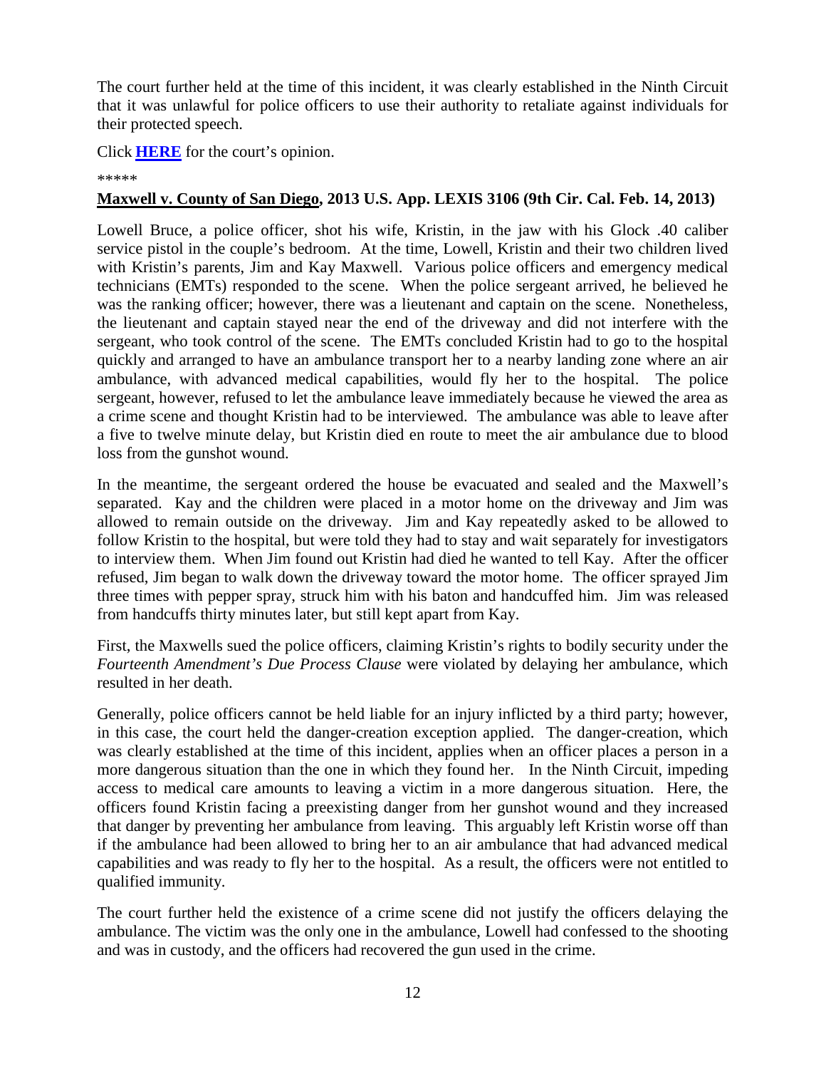The court further held at the time of this incident, it was clearly established in the Ninth Circuit that it was unlawful for police officers to use their authority to retaliate against individuals for their protected speech.

Click **HERE** for the court's opinion.

*****

**Maxwell v. County of San Diego, 2013 U.S. App. LEXIS 3106 (9th Cir. Cal. Feb. 14, 2013)**

Lowell Bruce, a police officer, shot his wife, Kristin, in the jaw with his Glock .40 caliber service pistol in the couple's bedroom. At the time, Lowell, Kristin and their two children lived with Kristin's parents, Jim and Kay Maxwell. Various police officers and emergency medical technicians (EMTs) responded to the scene. When the police sergeant arrived, he believed he was the ranking officer; however, there was a lieutenant and captain on the scene. Nonetheless, the lieutenant and captain stayed near the end of the driveway and did not interfere with the sergeant, who took control of the scene. The EMTs concluded Kristin had to go to the hospital quickly and arranged to have an ambulance transport her to a nearby landing zone where an air ambulance, with advanced medical capabilities, would fly her to the hospital. The police sergeant, however, refused to let the ambulance leave immediately because he viewed the area as a crime scene and thought Kristin had to be interviewed. The ambulance was able to leave after a five to twelve minute delay, but Kristin died en route to meet the air ambulance due to blood loss from the gunshot wound.

In the meantime, the sergeant ordered the house be evacuated and sealed and the Maxwell's separated. Kay and the children were placed in a motor home on the driveway and Jim was allowed to remain outside on the driveway. Jim and Kay repeatedly asked to be allowed to follow Kristin to the hospital, but were told they had to stay and wait separately for investigators to interview them. When Jim found out Kristin had died he wanted to tell Kay. After the officer refused, Jim began to walk down the driveway toward the motor home. The officer sprayed Jim three times with pepper spray, struck him with his baton and handcuffed him. Jim was released from handcuffs thirty minutes later, but still kept apart from Kay.

First, the Maxwells sued the police officers, claiming Kristin's rights to bodily security under the *Fourteenth Amendment's Due Process Clause* were violated by delaying her ambulance, which resulted in her death.

Generally, police officers cannot be held liable for an injury inflicted by a third party; however, in this case, the court held the danger-creation exception applied. The danger-creation, which was clearly established at the time of this incident, applies when an officer places a person in a more dangerous situation than the one in which they found her. In the Ninth Circuit, impeding access to medical care amounts to leaving a victim in a more dangerous situation. Here, the officers found Kristin facing a preexisting danger from her gunshot wound and they increased that danger by preventing her ambulance from leaving. This arguably left Kristin worse off than if the ambulance had been allowed to bring her to an air ambulance that had advanced medical capabilities and was ready to fly her to the hospital. As a result, the officers were not entitled to qualified immunity.

The court further held the existence of a crime scene did not justify the officers delaying the ambulance. The victim was the only one in the ambulance, Lowell had confessed to the shooting and was in custody, and the officers had recovered the gun used in the crime.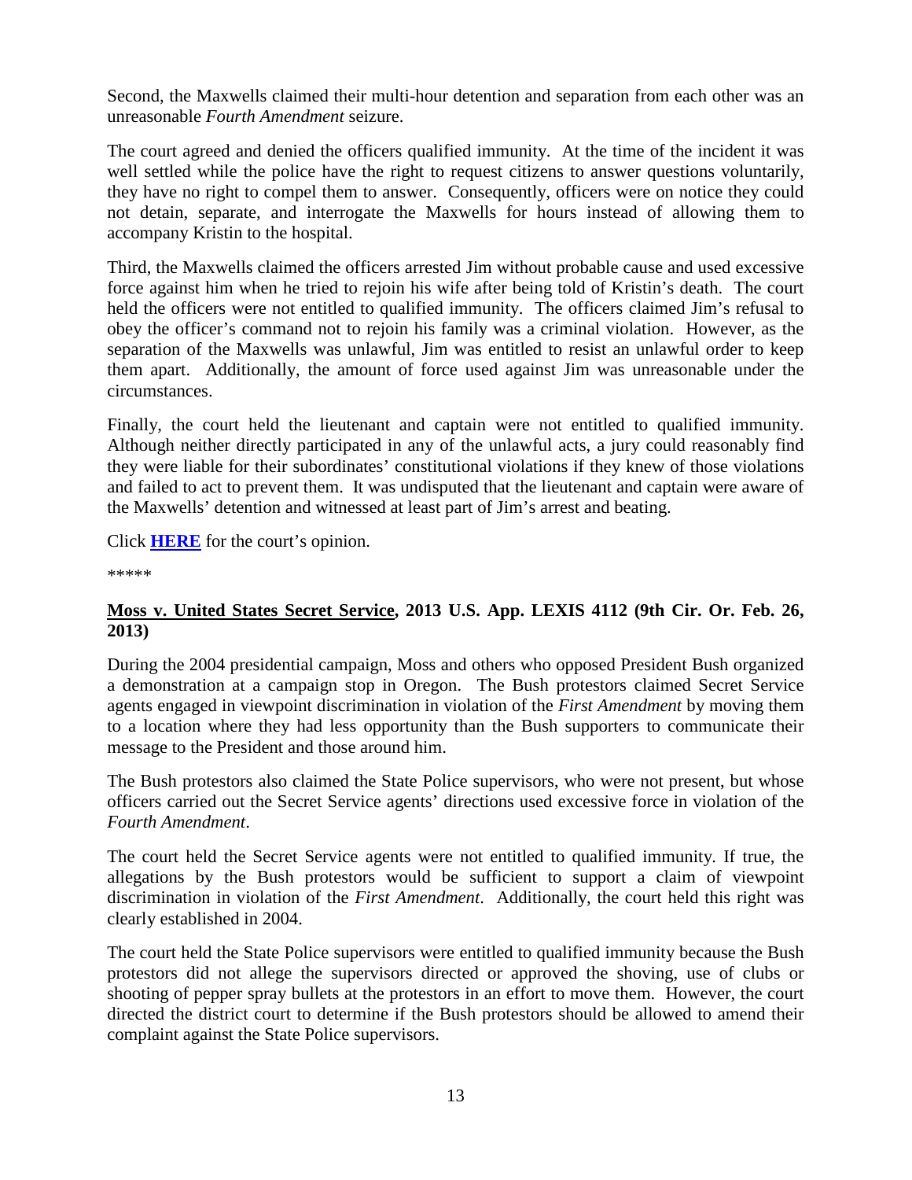Second, the Maxwells claimed their multi-hour detention and separation from each other was an unreasonable *Fourth Amendment* seizure.

The court agreed and denied the officers qualified immunity. At the time of the incident it was well settled while the police have the right to request citizens to answer questions voluntarily, they have no right to compel them to answer. Consequently, officers were on notice they could not detain, separate, and interrogate the Maxwells for hours instead of allowing them to accompany Kristin to the hospital.

Third, the Maxwells claimed the officers arrested Jim without probable cause and used excessive force against him when he tried to rejoin his wife after being told of Kristin's death. The court held the officers were not entitled to qualified immunity. The officers claimed Jim's refusal to obey the officer's command not to rejoin his family was a criminal violation. However, as the separation of the Maxwells was unlawful, Jim was entitled to resist an unlawful order to keep them apart. Additionally, the amount of force used against Jim was unreasonable under the circumstances.

Finally, the court held the lieutenant and captain were not entitled to qualified immunity. Although neither directly participated in any of the unlawful acts, a jury could reasonably find they were liable for their subordinates' constitutional violations if they knew of those violations and failed to act to prevent them. It was undisputed that the lieutenant and captain were aware of the Maxwells' detention and witnessed at least part of Jim's arrest and beating.

Click **HERE** for the court's opinion.

\*\*\*\*\*

**Moss v. United States Secret Service, 2013 U.S. App. LEXIS 4112 (9th Cir. Or. Feb. 26, 2013)**

During the 2004 presidential campaign, Moss and others who opposed President Bush organized a demonstration at a campaign stop in Oregon. The Bush protestors claimed Secret Service agents engaged in viewpoint discrimination in violation of the *First Amendment* by moving them to a location where they had less opportunity than the Bush supporters to communicate their message to the President and those around him.

The Bush protestors also claimed the State Police supervisors, who were not present, but whose officers carried out the Secret Service agents' directions used excessive force in violation of the *Fourth Amendment*.

The court held the Secret Service agents were not entitled to qualified immunity. If true, the allegations by the Bush protestors would be sufficient to support a claim of viewpoint discrimination in violation of the *First Amendment*. Additionally, the court held this right was clearly established in 2004.

The court held the State Police supervisors were entitled to qualified immunity because the Bush protestors did not allege the supervisors directed or approved the shoving, use of clubs or shooting of pepper spray bullets at the protestors in an effort to move them. However, the court directed the district court to determine if the Bush protestors should be allowed to amend their complaint against the State Police supervisors.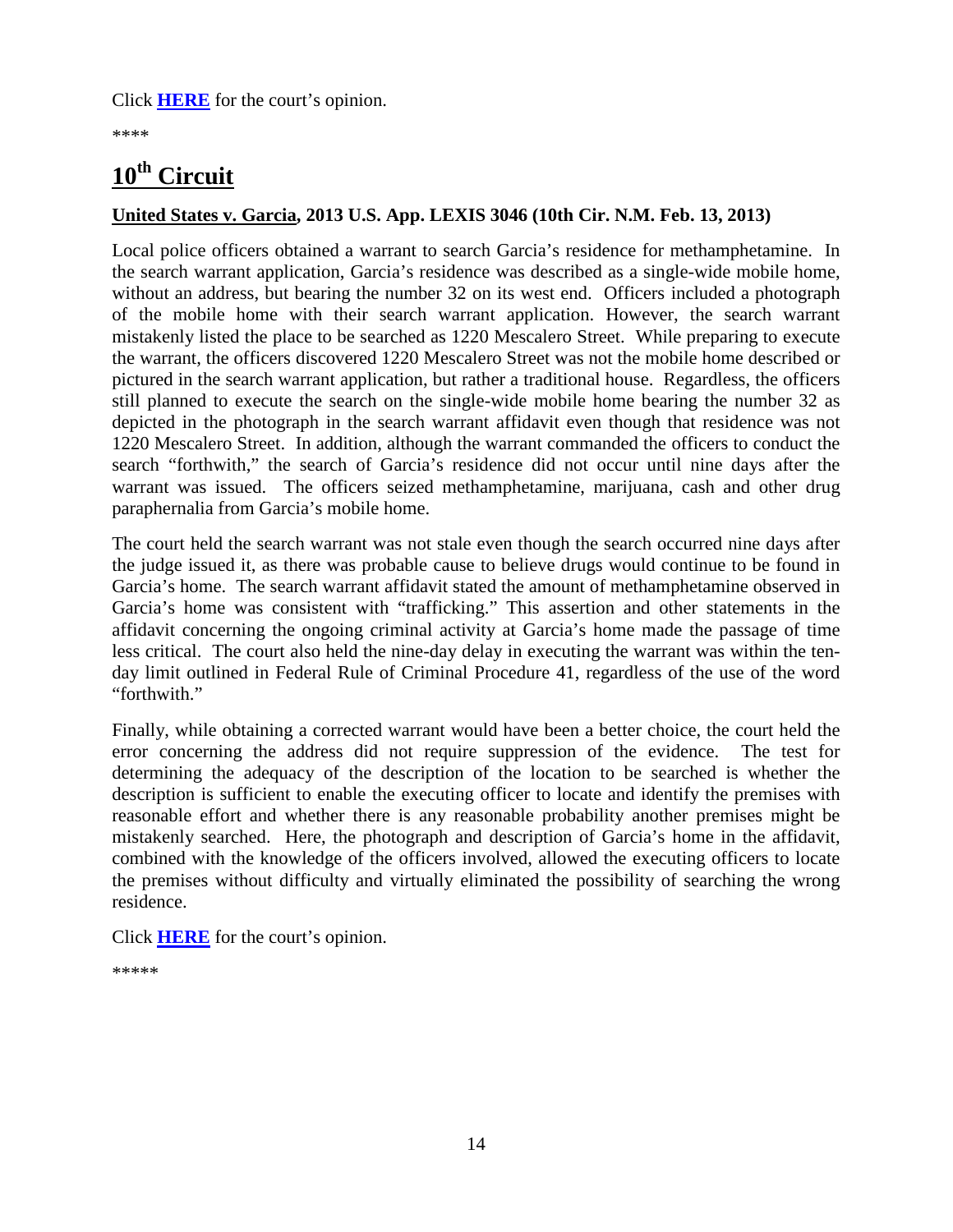Click **HERE** for the court's opinion.

\*\*\*\*

## 10th Circuit

**United States v. Garcia, 2013 U.S. App. LEXIS 3046 (10th Cir. N.M. Feb. 13, 2013)**

Local police officers obtained a warrant to search Garcia's residence for methamphetamine. In the search warrant application, Garcia's residence was described as a single-wide mobile home, without an address, but bearing the number 32 on its west end. Officers included a photograph of the mobile home with their search warrant application. However, the search warrant mistakenly listed the place to be searched as 1220 Mescalero Street. While preparing to execute the warrant, the officers discovered 1220 Mescalero Street was not the mobile home described or pictured in the search warrant application, but rather a traditional house. Regardless, the officers still planned to execute the search on the single-wide mobile home bearing the number 32 as depicted in the photograph in the search warrant affidavit even though that residence was not 1220 Mescalero Street. In addition, although the warrant commanded the officers to conduct the search "forthwith," the search of Garcia's residence did not occur until nine days after the warrant was issued. The officers seized methamphetamine, marijuana, cash and other drug paraphernalia from Garcia's mobile home.

The court held the search warrant was not stale even though the search occurred nine days after the judge issued it, as there was probable cause to believe drugs would continue to be found in Garcia's home. The search warrant affidavit stated the amount of methamphetamine observed in Garcia's home was consistent with "trafficking." This assertion and other statements in the affidavit concerning the ongoing criminal activity at Garcia's home made the passage of time less critical. The court also held the nine-day delay in executing the warrant was within the ten-day limit outlined in Federal Rule of Criminal Procedure 41, regardless of the use of the word "forthwith."

Finally, while obtaining a corrected warrant would have been a better choice, the court held the error concerning the address did not require suppression of the evidence. The test for determining the adequacy of the description of the location to be searched is whether the description is sufficient to enable the executing officer to locate and identify the premises with reasonable effort and whether there is any reasonable probability another premises might be mistakenly searched. Here, the photograph and description of Garcia's home in the affidavit, combined with the knowledge of the officers involved, allowed the executing officers to locate the premises without difficulty and virtually eliminated the possibility of searching the wrong residence.

Click **HERE** for the court's opinion.

\*\*\*\*\*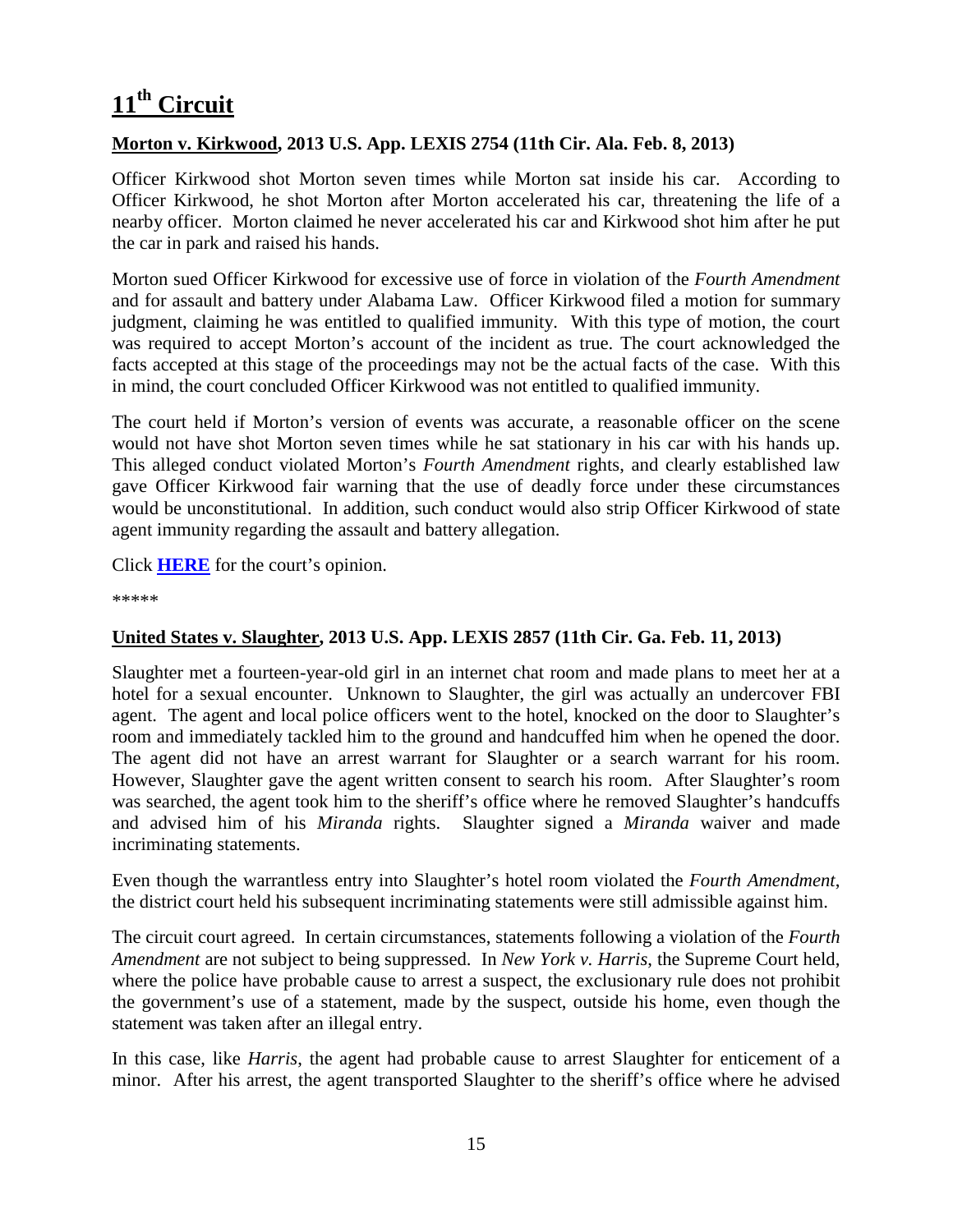# 11th Circuit

**Morton v. Kirkwood, 2013 U.S. App. LEXIS 2754 (11th Cir. Ala. Feb. 8, 2013)**

Officer Kirkwood shot Morton seven times while Morton sat inside his car. According to Officer Kirkwood, he shot Morton after Morton accelerated his car, threatening the life of a nearby officer. Morton claimed he never accelerated his car and Kirkwood shot him after he put the car in park and raised his hands.

Morton sued Officer Kirkwood for excessive use of force in violation of the *Fourth Amendment* and for assault and battery under Alabama Law. Officer Kirkwood filed a motion for summary judgment, claiming he was entitled to qualified immunity. With this type of motion, the court was required to accept Morton's account of the incident as true. The court acknowledged the facts accepted at this stage of the proceedings may not be the actual facts of the case. With this in mind, the court concluded Officer Kirkwood was not entitled to qualified immunity.

The court held if Morton's version of events was accurate, a reasonable officer on the scene would not have shot Morton seven times while he sat stationary in his car with his hands up. This alleged conduct violated Morton's *Fourth Amendment* rights, and clearly established law gave Officer Kirkwood fair warning that the use of deadly force under these circumstances would be unconstitutional. In addition, such conduct would also strip Officer Kirkwood of state agent immunity regarding the assault and battery allegation.

Click **HERE** for the court's opinion.

*****

**United States v. Slaughter, 2013 U.S. App. LEXIS 2857 (11th Cir. Ga. Feb. 11, 2013)**

Slaughter met a fourteen-year-old girl in an internet chat room and made plans to meet her at a hotel for a sexual encounter. Unknown to Slaughter, the girl was actually an undercover FBI agent. The agent and local police officers went to the hotel, knocked on the door to Slaughter's room and immediately tackled him to the ground and handcuffed him when he opened the door. The agent did not have an arrest warrant for Slaughter or a search warrant for his room. However, Slaughter gave the agent written consent to search his room. After Slaughter's room was searched, the agent took him to the sheriff's office where he removed Slaughter's handcuffs and advised him of his *Miranda* rights. Slaughter signed a *Miranda* waiver and made incriminating statements.

Even though the warrantless entry into Slaughter's hotel room violated the *Fourth Amendment*, the district court held his subsequent incriminating statements were still admissible against him.

The circuit court agreed. In certain circumstances, statements following a violation of the *Fourth Amendment* are not subject to being suppressed. In *New York v. Harris*, the Supreme Court held, where the police have probable cause to arrest a suspect, the exclusionary rule does not prohibit the government's use of a statement, made by the suspect, outside his home, even though the statement was taken after an illegal entry.

In this case, like *Harris*, the agent had probable cause to arrest Slaughter for enticement of a minor. After his arrest, the agent transported Slaughter to the sheriff's office where he advised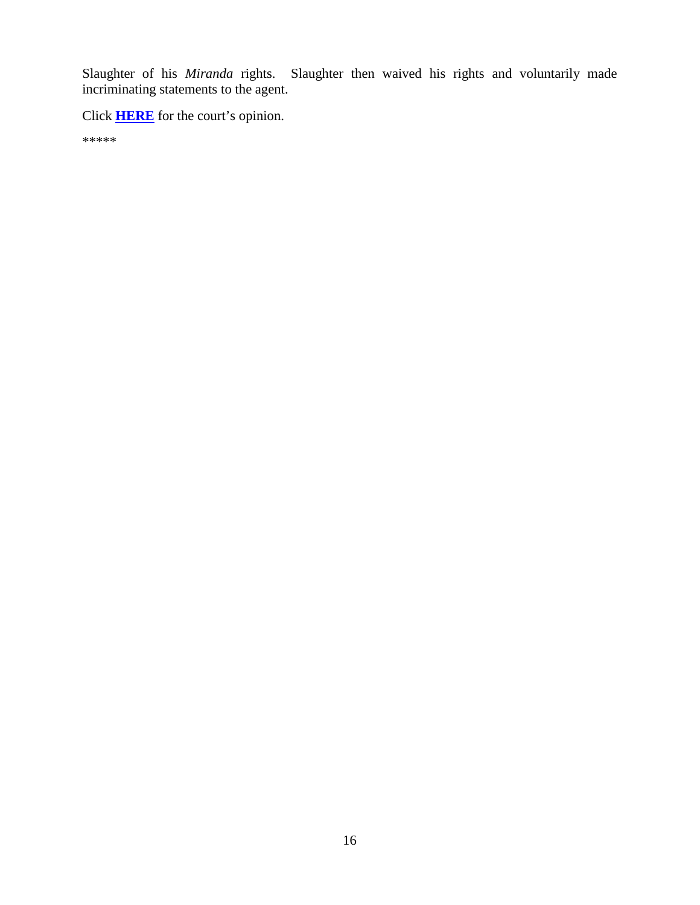Slaughter of his *Miranda* rights. Slaughter then waived his rights and voluntarily made incriminating statements to the agent.

Click **HERE** for the court's opinion.

*****